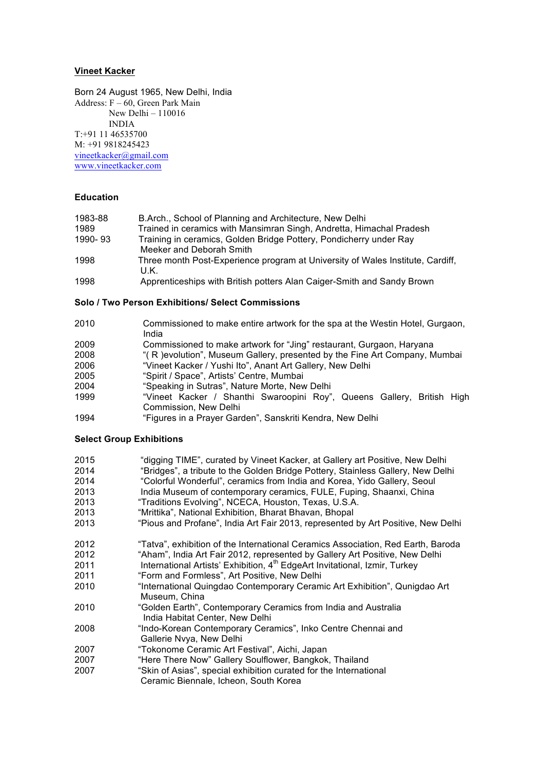**Vineet Kacker**

Born 24 August 1965, New Delhi, India
Address: F – 60, Green Park Main
New Delhi – 110016
INDIA
T:+91 11 46535700
M: +91 9818245423
vineetkacker@gmail.com
www.vineetkacker.com

## Education

| | |
|---|---|
| 1983-88 | B.Arch., School of Planning and Architecture, New Delhi |
| 1989 | Trained in ceramics with Mansimran Singh, Andretta, Himachal Pradesh |
| 1990- 93 | Training in ceramics, Golden Bridge Pottery, Pondicherry under Ray Meeker and Deborah Smith |
| 1998 | Three month Post-Experience program at University of Wales Institute, Cardiff, U.K. |
| 1998 | Apprenticeships with British potters Alan Caiger-Smith and Sandy Brown |

## Solo / Two Person Exhibitions/ Select Commissions

| | |
|---|---|
| 2010 | Commissioned to make entire artwork for the spa at the Westin Hotel, Gurgaon, India |
| 2009 | Commissioned to make artwork for "Jing" restaurant, Gurgaon, Haryana |
| 2008 | "( R )evolution", Museum Gallery, presented by the Fine Art Company, Mumbai |
| 2006 | "Vineet Kacker / Yushi Ito", Anant Art Gallery, New Delhi |
| 2005 | "Spirit / Space", Artists' Centre, Mumbai |
| 2004 | "Speaking in Sutras", Nature Morte, New Delhi |
| 1999 | "Vineet Kacker / Shanthi Swaroopini Roy", Queens Gallery, British High Commission, New Delhi |
| 1994 | "Figures in a Prayer Garden", Sanskriti Kendra, New Delhi |

## Select Group Exhibitions

| | |
|---|---|
| 2015 | "digging TIME", curated by Vineet Kacker, at Gallery art Positive, New Delhi |
| 2014 | "Bridges", a tribute to the Golden Bridge Pottery, Stainless Gallery, New Delhi |
| 2014 | "Colorful Wonderful", ceramics from India and Korea, Yido Gallery, Seoul |
| 2013 | India Museum of contemporary ceramics, FULE, Fuping, Shaanxi, China |
| 2013 | "Traditions Evolving", NCECA, Houston, Texas, U.S.A. |
| 2013 | "Mrittika", National Exhibition, Bharat Bhavan, Bhopal |
| 2013 | "Pious and Profane", India Art Fair 2013, represented by Art Positive, New Delhi |
| 2012 | "Tatva", exhibition of the International Ceramics Association, Red Earth, Baroda |
| 2012 | "Aham", India Art Fair 2012, represented by Gallery Art Positive, New Delhi |
| 2011 | International Artists' Exhibition, 4th EdgeArt Invitational, Izmir, Turkey |
| 2011 | "Form and Formless", Art Positive, New Delhi |
| 2010 | "International Quingdao Contemporary Ceramic Art Exhibition", Qunigdao Art Museum, China |
| 2010 | "Golden Earth", Contemporary Ceramics from India and Australia India Habitat Center, New Delhi |
| 2008 | "Indo-Korean Contemporary Ceramics", Inko Centre Chennai and Gallerie Nvya, New Delhi |
| 2007 | "Tokonome Ceramic Art Festival", Aichi, Japan |
| 2007 | "Here There Now" Gallery Soulflower, Bangkok, Thailand |
| 2007 | "Skin of Asias", special exhibition curated for the International Ceramic Biennale, Icheon, South Korea |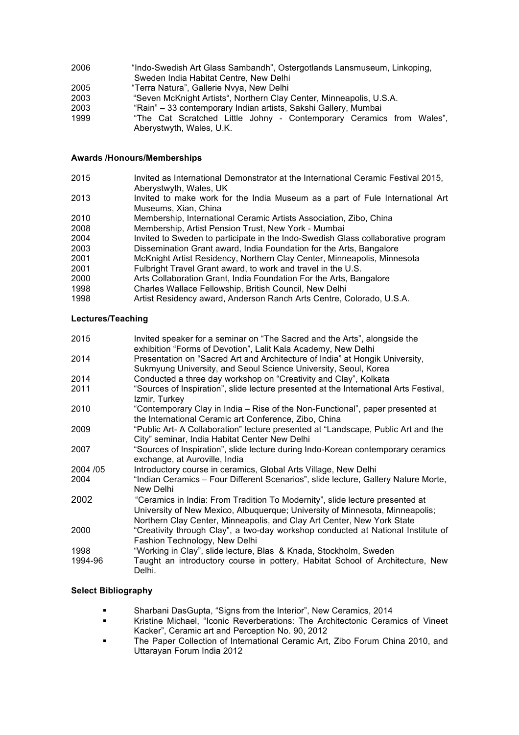| | |
|---|---|
| 2006 | "Indo-Swedish Art Glass Sambandh", Ostergotlands Lansmuseum, Linkoping, Sweden India Habitat Centre, New Delhi |
| 2005 | "Terra Natura", Gallerie Nvya, New Delhi |
| 2003 | "Seven McKnight Artists", Northern Clay Center, Minneapolis, U.S.A. |
| 2003 | "Rain" – 33 contemporary Indian artists, Sakshi Gallery, Mumbai |
| 1999 | "The Cat Scratched Little Johny - Contemporary Ceramics from Wales", Aberystwyth, Wales, U.K. |

**Awards /Honours/Memberships**

| | |
|---|---|
| 2015 | Invited as International Demonstrator at the International Ceramic Festival 2015, Aberystwyth, Wales, UK |
| 2013 | Invited to make work for the India Museum as a part of Fule International Art Museums, Xian, China |
| 2010 | Membership, International Ceramic Artists Association, Zibo, China |
| 2008 | Membership, Artist Pension Trust, New York - Mumbai |
| 2004 | Invited to Sweden to participate in the Indo-Swedish Glass collaborative program |
| 2003 | Dissemination Grant award, India Foundation for the Arts, Bangalore |
| 2001 | McKnight Artist Residency, Northern Clay Center, Minneapolis, Minnesota |
| 2001 | Fulbright Travel Grant award, to work and travel in the U.S. |
| 2000 | Arts Collaboration Grant, India Foundation For the Arts, Bangalore |
| 1998 | Charles Wallace Fellowship, British Council, New Delhi |
| 1998 | Artist Residency award, Anderson Ranch Arts Centre, Colorado, U.S.A. |

**Lectures/Teaching**

| | |
|---|---|
| 2015 | Invited speaker for a seminar on "The Sacred and the Arts", alongside the exhibition "Forms of Devotion", Lalit Kala Academy, New Delhi |
| 2014 | Presentation on "Sacred Art and Architecture of India" at Hongik University, Sukmyung University, and Seoul Science University, Seoul, Korea |
| 2014 | Conducted a three day workshop on "Creativity and Clay", Kolkata |
| 2011 | "Sources of Inspiration", slide lecture presented at the International Arts Festival, Izmir, Turkey |
| 2010 | "Contemporary Clay in India – Rise of the Non-Functional", paper presented at the International Ceramic art Conference, Zibo, China |
| 2009 | "Public Art- A Collaboration" lecture presented at "Landscape, Public Art and the City" seminar, India Habitat Center New Delhi |
| 2007 | "Sources of Inspiration", slide lecture during Indo-Korean contemporary ceramics exchange, at Auroville, India |
| 2004 /05 | Introductory course in ceramics, Global Arts Village, New Delhi |
| 2004 | "Indian Ceramics – Four Different Scenarios", slide lecture, Gallery Nature Morte, New Delhi |
| 2002 | "Ceramics in India: From Tradition To Modernity", slide lecture presented at University of New Mexico, Albuquerque; University of Minnesota, Minneapolis; Northern Clay Center, Minneapolis, and Clay Art Center, New York State |
| 2000 | "Creativity through Clay", a two-day workshop conducted at National Institute of Fashion Technology, New Delhi |
| 1998 | "Working in Clay", slide lecture, Blas & Knada, Stockholm, Sweden |
| 1994-96 | Taught an introductory course in pottery, Habitat School of Architecture, New Delhi. |

**Select Bibliography**

- Sharbani DasGupta, "Signs from the Interior", New Ceramics, 2014
- Kristine Michael, "Iconic Reverberations: The Architectonic Ceramics of Vineet Kacker", Ceramic art and Perception No. 90, 2012
- The Paper Collection of International Ceramic Art, Zibo Forum China 2010, and Uttarayan Forum India 2012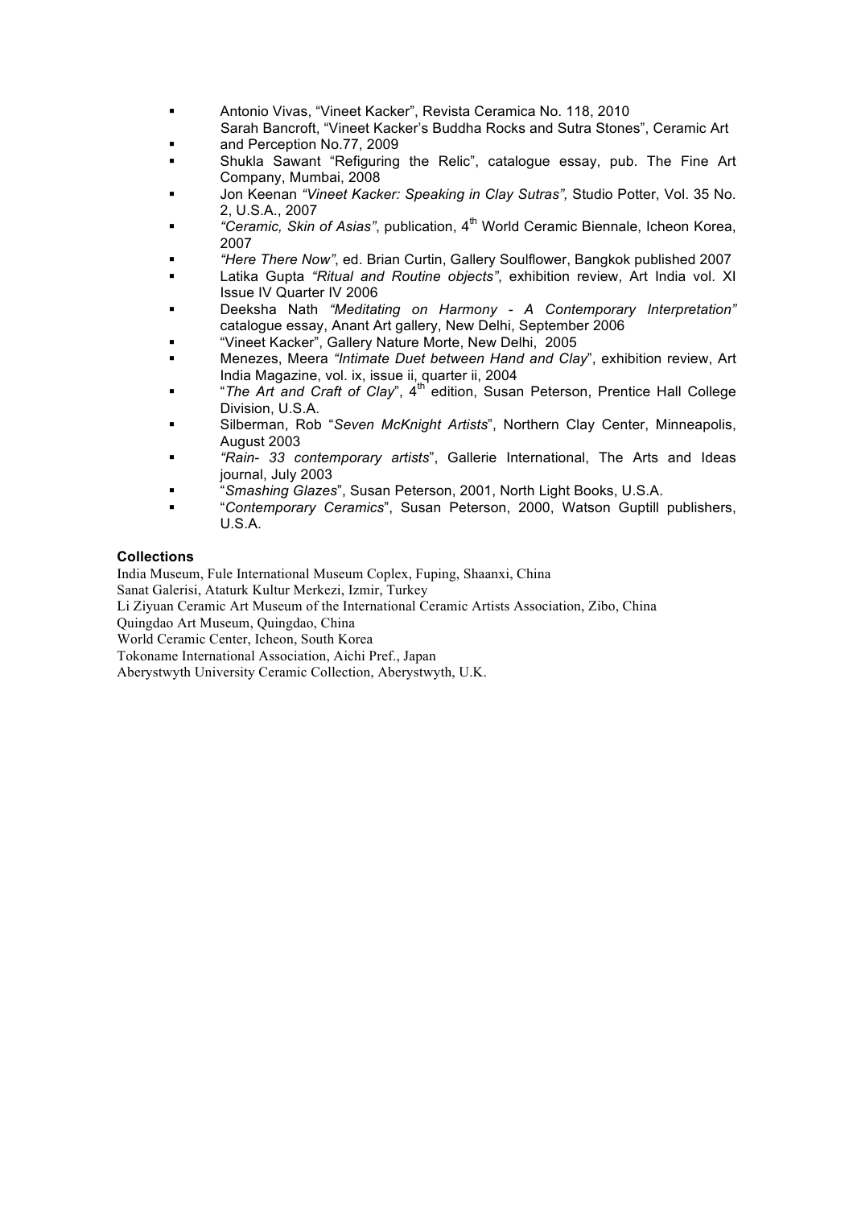- Antonio Vivas, "Vineet Kacker", Revista Ceramica No. 118, 2010
- Sarah Bancroft, "Vineet Kacker's Buddha Rocks and Sutra Stones", Ceramic Art and Perception No.77, 2009
- Shukla Sawant "Refiguring the Relic", catalogue essay, pub. The Fine Art Company, Mumbai, 2008
- Jon Keenan *"Vineet Kacker: Speaking in Clay Sutras",* Studio Potter, Vol. 35 No. 2, U.S.A., 2007
- *"Ceramic, Skin of Asias"*, publication, 4th World Ceramic Biennale, Icheon Korea, 2007
- *"Here There Now"*, ed. Brian Curtin, Gallery Soulflower, Bangkok published 2007
- Latika Gupta *"Ritual and Routine objects"*, exhibition review, Art India vol. XI Issue IV Quarter IV 2006
- Deeksha Nath *"Meditating on Harmony - A Contemporary Interpretation"* catalogue essay, Anant Art gallery, New Delhi, September 2006
- "Vineet Kacker", Gallery Nature Morte, New Delhi, 2005
- Menezes, Meera *"Intimate Duet between Hand and Clay*", exhibition review, Art India Magazine, vol. ix, issue ii, quarter ii, 2004
- "*The Art and Craft of Clay*", 4th edition, Susan Peterson, Prentice Hall College Division, U.S.A.
- Silberman, Rob "*Seven McKnight Artists*", Northern Clay Center, Minneapolis, August 2003
- *"Rain- 33 contemporary artists*", Gallerie International, The Arts and Ideas journal, July 2003
- "*Smashing Glazes*", Susan Peterson, 2001, North Light Books, U.S.A.
- "*Contemporary Ceramics*", Susan Peterson, 2000, Watson Guptill publishers, U.S.A.

**Collections**

India Museum, Fule International Museum Coplex, Fuping, Shaanxi, China
Sanat Galerisi, Ataturk Kultur Merkezi, Izmir, Turkey
Li Ziyuan Ceramic Art Museum of the International Ceramic Artists Association, Zibo, China
Quingdao Art Museum, Quingdao, China
World Ceramic Center, Icheon, South Korea
Tokoname International Association, Aichi Pref., Japan
Aberystwyth University Ceramic Collection, Aberystwyth, U.K.